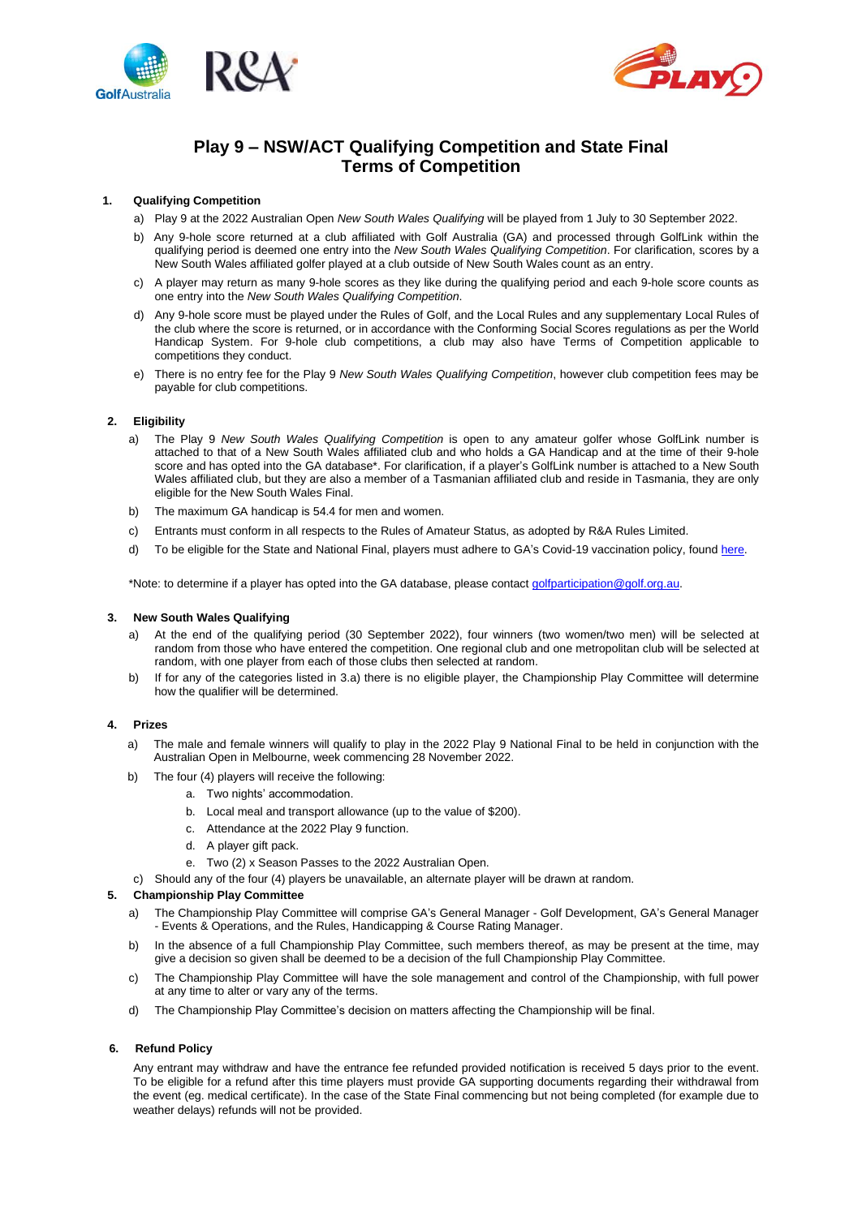# Play 9 – NSW/ACT Qualifying Competition and State Final
# Terms of Competition

## 1. Qualifying Competition

a) Play 9 at the 2022 Australian Open *New South Wales Qualifying* will be played from 1 July to 30 September 2022.

b) Any 9-hole score returned at a club affiliated with Golf Australia (GA) and processed through GolfLink within the qualifying period is deemed one entry into the *New South Wales Qualifying Competition*. For clarification, scores by a New South Wales affiliated golfer played at a club outside of New South Wales count as an entry.

c) A player may return as many 9-hole scores as they like during the qualifying period and each 9-hole score counts as one entry into the *New South Wales Qualifying Competition.*

d) Any 9-hole score must be played under the Rules of Golf, and the Local Rules and any supplementary Local Rules of the club where the score is returned, or in accordance with the Conforming Social Scores regulations as per the World Handicap System. For 9-hole club competitions, a club may also have Terms of Competition applicable to competitions they conduct.

e) There is no entry fee for the Play 9 *New South Wales Qualifying Competition*, however club competition fees may be payable for club competitions.

## 2. Eligibility

a) The Play 9 *New South Wales Qualifying Competition* is open to any amateur golfer whose GolfLink number is attached to that of a New South Wales affiliated club and who holds a GA Handicap and at the time of their 9-hole score and has opted into the GA database*. For clarification, if a player's GolfLink number is attached to a New South Wales affiliated club, but they are also a member of a Tasmanian affiliated club and reside in Tasmania, they are only eligible for the New South Wales Final.

b) The maximum GA handicap is 54.4 for men and women.

c) Entrants must conform in all respects to the Rules of Amateur Status, as adopted by R&A Rules Limited.

d) To be eligible for the State and National Final, players must adhere to GA's Covid-19 vaccination policy, found here.

*Note: to determine if a player has opted into the GA database, please contact golfparticipation@golf.org.au.

## 3. New South Wales Qualifying

a) At the end of the qualifying period (30 September 2022), four winners (two women/two men) will be selected at random from those who have entered the competition. One regional club and one metropolitan club will be selected at random, with one player from each of those clubs then selected at random.

b) If for any of the categories listed in 3.a) there is no eligible player, the Championship Play Committee will determine how the qualifier will be determined.

## 4. Prizes

a) The male and female winners will qualify to play in the 2022 Play 9 National Final to be held in conjunction with the Australian Open in Melbourne, week commencing 28 November 2022.

b) The four (4) players will receive the following:

   a. Two nights' accommodation.
   b. Local meal and transport allowance (up to the value of $200).
   c. Attendance at the 2022 Play 9 function.
   d. A player gift pack.
   e. Two (2) x Season Passes to the 2022 Australian Open.

c) Should any of the four (4) players be unavailable, an alternate player will be drawn at random.

## 5. Championship Play Committee

a) The Championship Play Committee will comprise GA's General Manager - Golf Development, GA's General Manager - Events & Operations, and the Rules, Handicapping & Course Rating Manager.

b) In the absence of a full Championship Play Committee, such members thereof, as may be present at the time, may give a decision so given shall be deemed to be a decision of the full Championship Play Committee.

c) The Championship Play Committee will have the sole management and control of the Championship, with full power at any time to alter or vary any of the terms.

d) The Championship Play Committee's decision on matters affecting the Championship will be final.

## 6. Refund Policy

Any entrant may withdraw and have the entrance fee refunded provided notification is received 5 days prior to the event. To be eligible for a refund after this time players must provide GA supporting documents regarding their withdrawal from the event (eg. medical certificate). In the case of the State Final commencing but not being completed (for example due to weather delays) refunds will not be provided.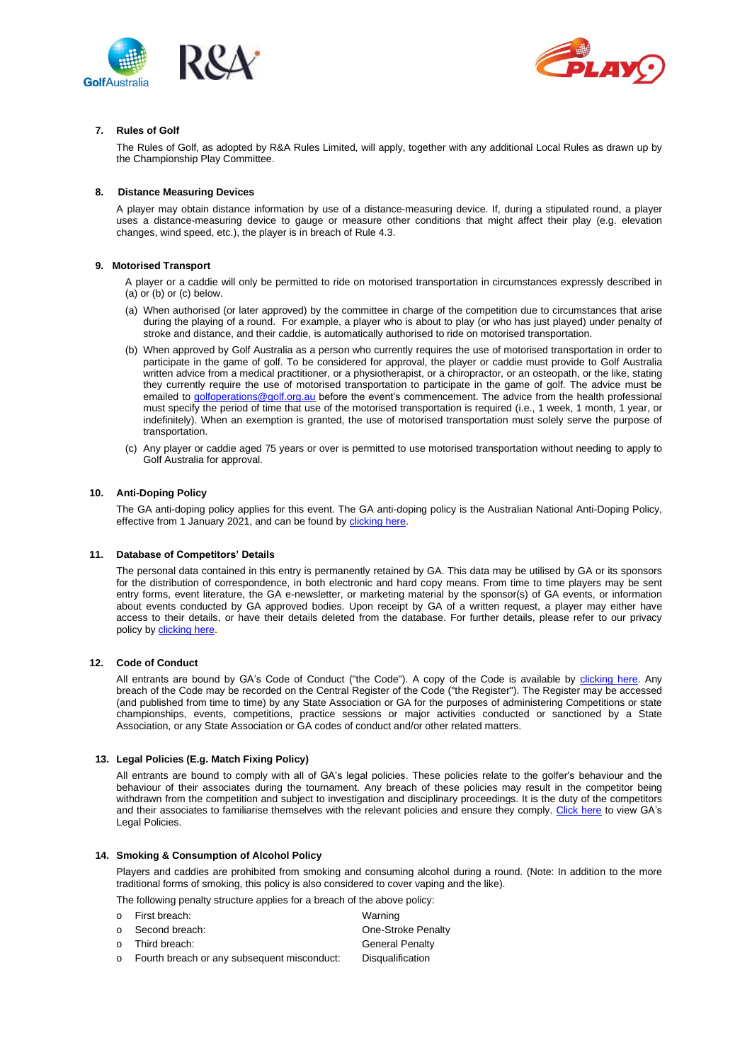### 7. Rules of Golf

The Rules of Golf, as adopted by R&A Rules Limited, will apply, together with any additional Local Rules as drawn up by the Championship Play Committee.

### 8. Distance Measuring Devices

A player may obtain distance information by use of a distance-measuring device. If, during a stipulated round, a player uses a distance-measuring device to gauge or measure other conditions that might affect their play (e.g. elevation changes, wind speed, etc.), the player is in breach of Rule 4.3.

### 9. Motorised Transport

A player or a caddie will only be permitted to ride on motorised transportation in circumstances expressly described in (a) or (b) or (c) below.

(a) When authorised (or later approved) by the committee in charge of the competition due to circumstances that arise during the playing of a round. For example, a player who is about to play (or who has just played) under penalty of stroke and distance, and their caddie, is automatically authorised to ride on motorised transportation.

(b) When approved by Golf Australia as a person who currently requires the use of motorised transportation in order to participate in the game of golf. To be considered for approval, the player or caddie must provide to Golf Australia written advice from a medical practitioner, or a physiotherapist, or a chiropractor, or an osteopath, or the like, stating they currently require the use of motorised transportation to participate in the game of golf. The advice must be emailed to golfoperations@golf.org.au before the event's commencement. The advice from the health professional must specify the period of time that use of the motorised transportation is required (i.e., 1 week, 1 month, 1 year, or indefinitely). When an exemption is granted, the use of motorised transportation must solely serve the purpose of transportation.

(c) Any player or caddie aged 75 years or over is permitted to use motorised transportation without needing to apply to Golf Australia for approval.

### 10. Anti-Doping Policy

The GA anti-doping policy applies for this event. The GA anti-doping policy is the Australian National Anti-Doping Policy, effective from 1 January 2021, and can be found by clicking here.

### 11. Database of Competitors' Details

The personal data contained in this entry is permanently retained by GA. This data may be utilised by GA or its sponsors for the distribution of correspondence, in both electronic and hard copy means. From time to time players may be sent entry forms, event literature, the GA e-newsletter, or marketing material by the sponsor(s) of GA events, or information about events conducted by GA approved bodies. Upon receipt by GA of a written request, a player may either have access to their details, or have their details deleted from the database. For further details, please refer to our privacy policy by clicking here.

### 12. Code of Conduct

All entrants are bound by GA's Code of Conduct ("the Code"). A copy of the Code is available by clicking here. Any breach of the Code may be recorded on the Central Register of the Code ("the Register"). The Register may be accessed (and published from time to time) by any State Association or GA for the purposes of administering Competitions or state championships, events, competitions, practice sessions or major activities conducted or sanctioned by a State Association, or any State Association or GA codes of conduct and/or other related matters.

### 13. Legal Policies (E.g. Match Fixing Policy)

All entrants are bound to comply with all of GA's legal policies. These policies relate to the golfer's behaviour and the behaviour of their associates during the tournament. Any breach of these policies may result in the competitor being withdrawn from the competition and subject to investigation and disciplinary proceedings. It is the duty of the competitors and their associates to familiarise themselves with the relevant policies and ensure they comply. Click here to view GA's Legal Policies.

### 14. Smoking & Consumption of Alcohol Policy

Players and caddies are prohibited from smoking and consuming alcohol during a round. (Note: In addition to the more traditional forms of smoking, this policy is also considered to cover vaping and the like).

The following penalty structure applies for a breach of the above policy:

- First breach: Warning
- Second breach: One-Stroke Penalty
- Third breach: General Penalty
- Fourth breach or any subsequent misconduct: Disqualification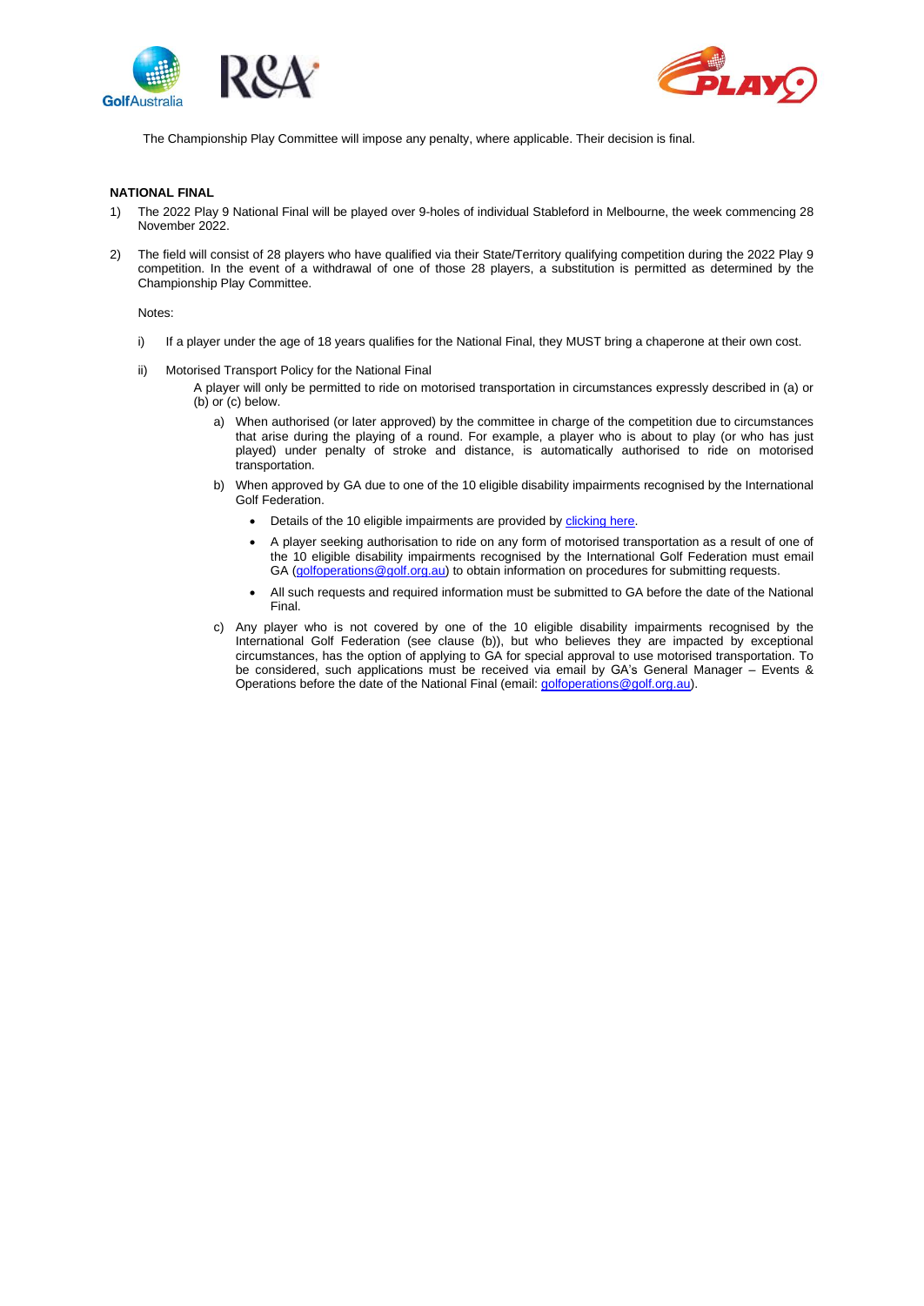The Championship Play Committee will impose any penalty, where applicable. Their decision is final.

**NATIONAL FINAL**

1) The 2022 Play 9 National Final will be played over 9-holes of individual Stableford in Melbourne, the week commencing 28 November 2022.

2) The field will consist of 28 players who have qualified via their State/Territory qualifying competition during the 2022 Play 9 competition. In the event of a withdrawal of one of those 28 players, a substitution is permitted as determined by the Championship Play Committee.

   Notes:

   i) If a player under the age of 18 years qualifies for the National Final, they MUST bring a chaperone at their own cost.

   ii) Motorised Transport Policy for the National Final

      A player will only be permitted to ride on motorised transportation in circumstances expressly described in (a) or (b) or (c) below.

      a) When authorised (or later approved) by the committee in charge of the competition due to circumstances that arise during the playing of a round. For example, a player who is about to play (or who has just played) under penalty of stroke and distance, is automatically authorised to ride on motorised transportation.

      b) When approved by GA due to one of the 10 eligible disability impairments recognised by the International Golf Federation.

         - Details of the 10 eligible impairments are provided by clicking here.
         - A player seeking authorisation to ride on any form of motorised transportation as a result of one of the 10 eligible disability impairments recognised by the International Golf Federation must email GA (golfoperations@golf.org.au) to obtain information on procedures for submitting requests.
         - All such requests and required information must be submitted to GA before the date of the National Final.

      c) Any player who is not covered by one of the 10 eligible disability impairments recognised by the International Golf Federation (see clause (b)), but who believes they are impacted by exceptional circumstances, has the option of applying to GA for special approval to use motorised transportation. To be considered, such applications must be received via email by GA's General Manager – Events & Operations before the date of the National Final (email: golfoperations@golf.org.au).